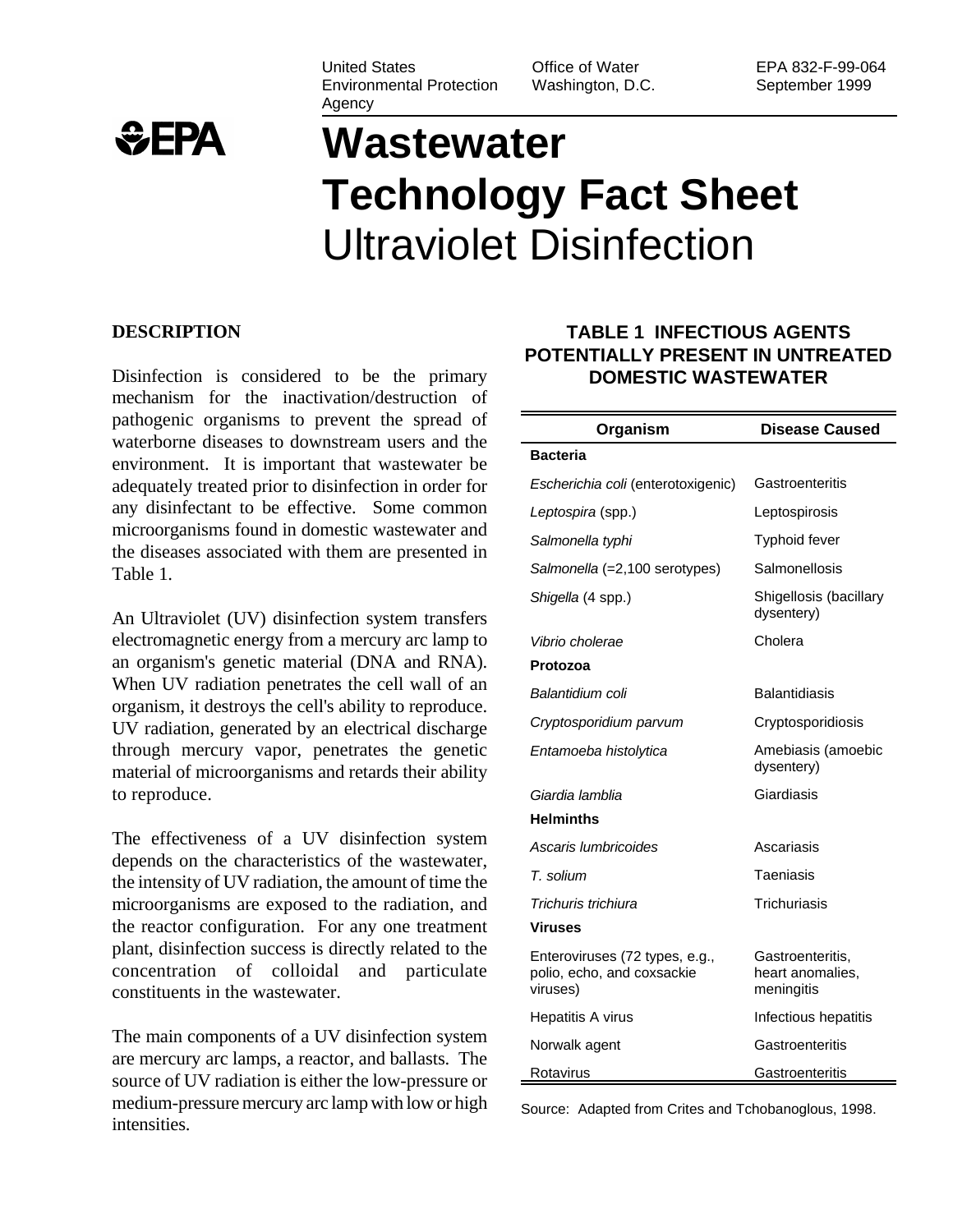United States Environmental Protection Agency | Office of Water Washington, D.C. | EPA 832-F-99-064 September 1999

# Wastewater Technology Fact Sheet
# Ultraviolet Disinfection

## DESCRIPTION

Disinfection is considered to be the primary mechanism for the inactivation/destruction of pathogenic organisms to prevent the spread of waterborne diseases to downstream users and the environment. It is important that wastewater be adequately treated prior to disinfection in order for any disinfectant to be effective. Some common microorganisms found in domestic wastewater and the diseases associated with them are presented in Table 1.

An Ultraviolet (UV) disinfection system transfers electromagnetic energy from a mercury arc lamp to an organism's genetic material (DNA and RNA). When UV radiation penetrates the cell wall of an organism, it destroys the cell's ability to reproduce. UV radiation, generated by an electrical discharge through mercury vapor, penetrates the genetic material of microorganisms and retards their ability to reproduce.

The effectiveness of a UV disinfection system depends on the characteristics of the wastewater, the intensity of UV radiation, the amount of time the microorganisms are exposed to the radiation, and the reactor configuration. For any one treatment plant, disinfection success is directly related to the concentration of colloidal and particulate constituents in the wastewater.

The main components of a UV disinfection system are mercury arc lamps, a reactor, and ballasts. The source of UV radiation is either the low-pressure or medium-pressure mercury arc lamp with low or high intensities.

### TABLE 1 INFECTIOUS AGENTS POTENTIALLY PRESENT IN UNTREATED DOMESTIC WASTEWATER

| Organism | Disease Caused |
|---|---|
| **Bacteria** | |
| *Escherichia coli* (enterotoxigenic) | Gastroenteritis |
| *Leptospira* (spp.) | Leptospirosis |
| *Salmonella typhi* | Typhoid fever |
| *Salmonella* (=2,100 serotypes) | Salmonellosis |
| *Shigella* (4 spp.) | Shigellosis (bacillary dysentery) |
| *Vibrio cholerae* | Cholera |
| **Protozoa** | |
| *Balantidium coli* | Balantidiasis |
| *Cryptosporidium parvum* | Cryptosporidiosis |
| *Entamoeba histolytica* | Amebiasis (amoebic dysentery) |
| *Giardia lamblia* | Giardiasis |
| **Helminths** | |
| *Ascaris lumbricoides* | Ascariasis |
| *T. solium* | Taeniasis |
| *Trichuris trichiura* | Trichuriasis |
| **Viruses** | |
| Enteroviruses (72 types, e.g., polio, echo, and coxsackie viruses) | Gastroenteritis, heart anomalies, meningitis |
| Hepatitis A virus | Infectious hepatitis |
| Norwalk agent | Gastroenteritis |
| Rotavirus | Gastroenteritis |

Source: Adapted from Crites and Tchobanoglous, 1998.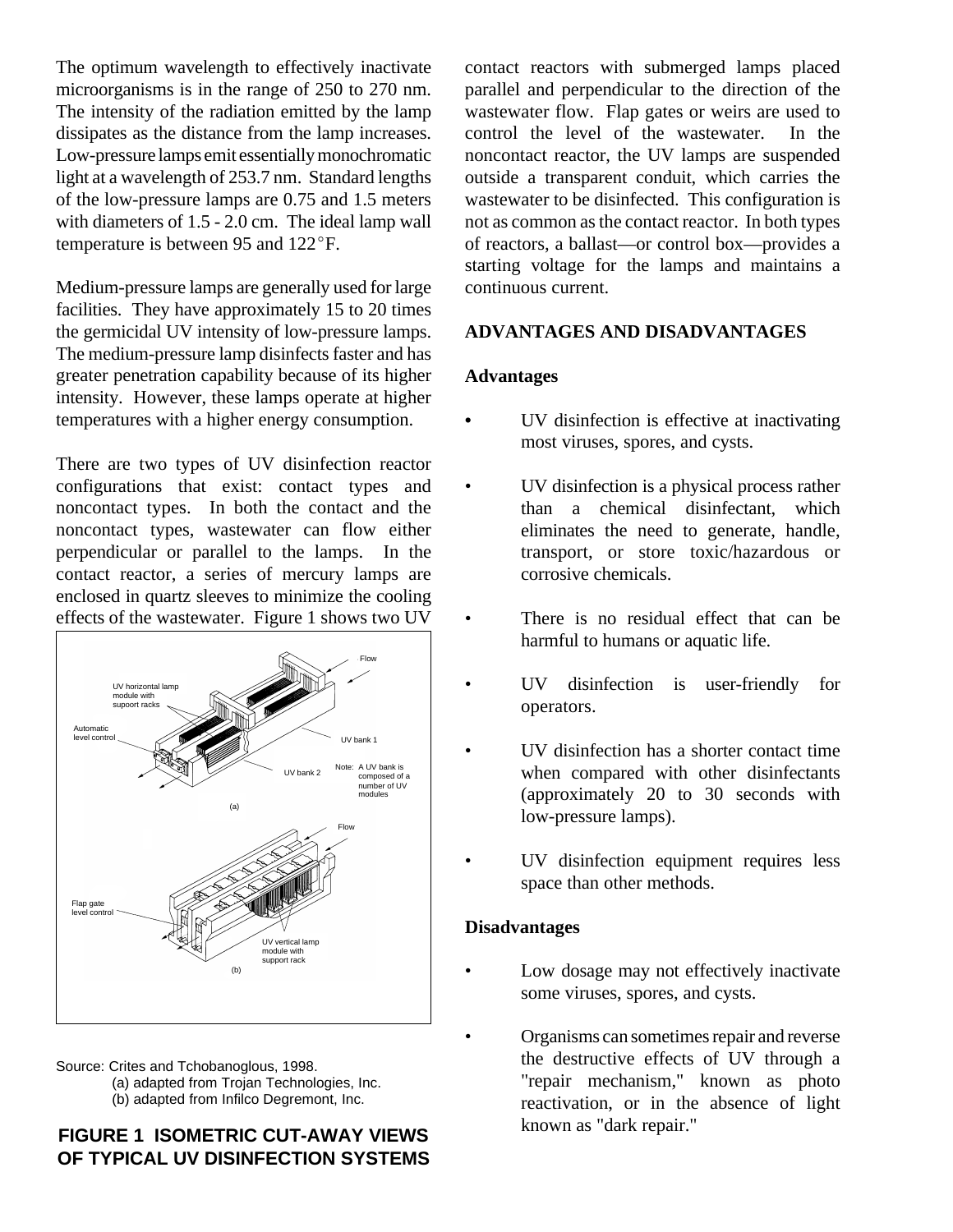The optimum wavelength to effectively inactivate microorganisms is in the range of 250 to 270 nm. The intensity of the radiation emitted by the lamp dissipates as the distance from the lamp increases. Low-pressure lamps emit essentially monochromatic light at a wavelength of 253.7 nm. Standard lengths of the low-pressure lamps are 0.75 and 1.5 meters with diameters of 1.5 - 2.0 cm. The ideal lamp wall temperature is between 95 and 122°F.

Medium-pressure lamps are generally used for large facilities. They have approximately 15 to 20 times the germicidal UV intensity of low-pressure lamps. The medium-pressure lamp disinfects faster and has greater penetration capability because of its higher intensity. However, these lamps operate at higher temperatures with a higher energy consumption.

There are two types of UV disinfection reactor configurations that exist: contact types and noncontact types. In both the contact and the noncontact types, wastewater can flow either perpendicular or parallel to the lamps. In the contact reactor, a series of mercury lamps are enclosed in quartz sleeves to minimize the cooling effects of the wastewater. Figure 1 shows two UV contact reactors with submerged lamps placed parallel and perpendicular to the direction of the wastewater flow. Flap gates or weirs are used to control the level of the wastewater. In the noncontact reactor, the UV lamps are suspended outside a transparent conduit, which carries the wastewater to be disinfected. This configuration is not as common as the contact reactor. In both types of reactors, a ballast—or control box—provides a starting voltage for the lamps and maintains a continuous current.

Source: Crites and Tchobanoglous, 1998.
(a) adapted from Trojan Technologies, Inc.
(b) adapted from Infilco Degremont, Inc.

**FIGURE 1 ISOMETRIC CUT-AWAY VIEWS OF TYPICAL UV DISINFECTION SYSTEMS**

## ADVANTAGES AND DISADVANTAGES

### Advantages

- UV disinfection is effective at inactivating most viruses, spores, and cysts.
- UV disinfection is a physical process rather than a chemical disinfectant, which eliminates the need to generate, handle, transport, or store toxic/hazardous or corrosive chemicals.
- There is no residual effect that can be harmful to humans or aquatic life.
- UV disinfection is user-friendly for operators.
- UV disinfection has a shorter contact time when compared with other disinfectants (approximately 20 to 30 seconds with low-pressure lamps).
- UV disinfection equipment requires less space than other methods.

### Disadvantages

- Low dosage may not effectively inactivate some viruses, spores, and cysts.
- Organisms can sometimes repair and reverse the destructive effects of UV through a "repair mechanism," known as photo reactivation, or in the absence of light known as "dark repair."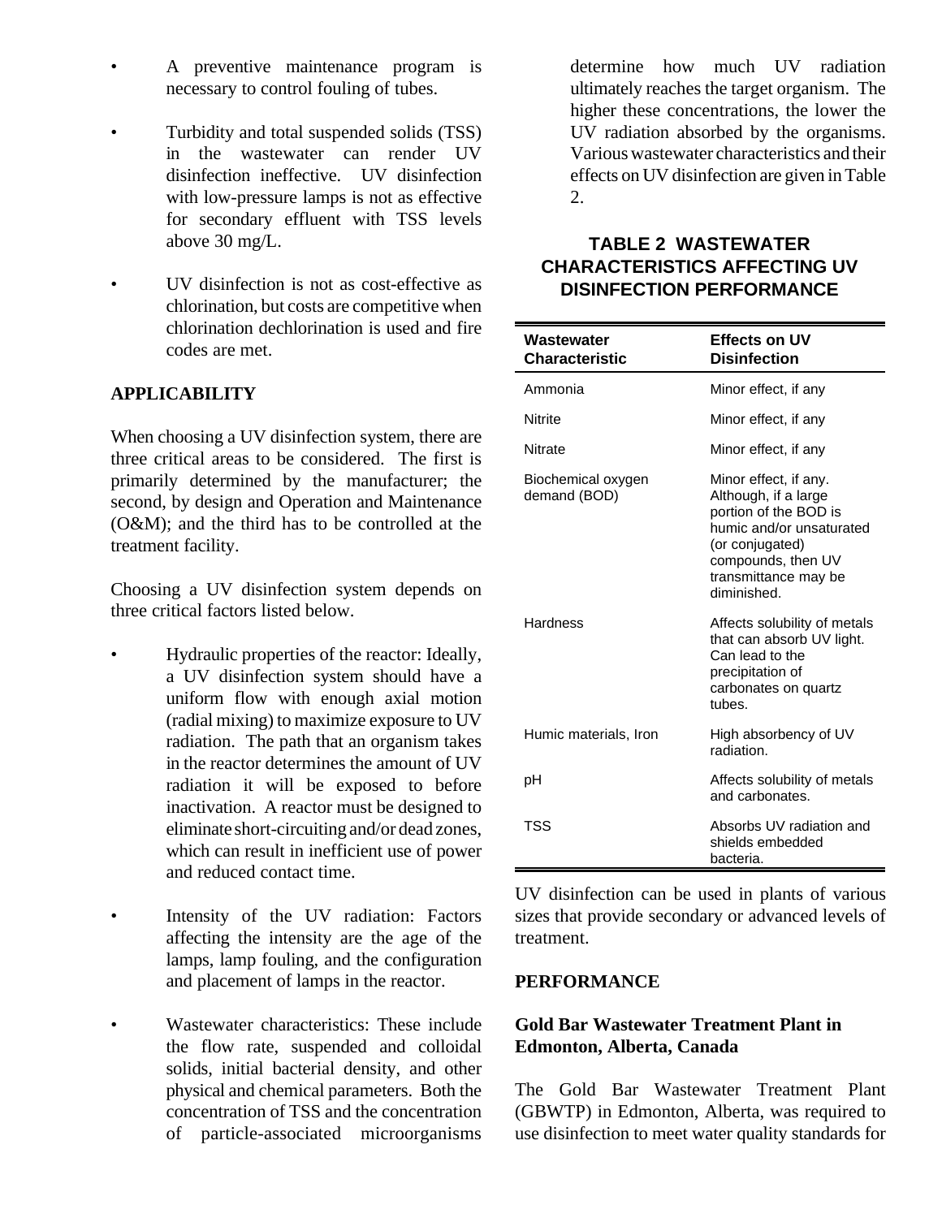- A preventive maintenance program is necessary to control fouling of tubes.

- Turbidity and total suspended solids (TSS) in the wastewater can render UV disinfection ineffective. UV disinfection with low-pressure lamps is not as effective for secondary effluent with TSS levels above 30 mg/L.

- UV disinfection is not as cost-effective as chlorination, but costs are competitive when chlorination dechlorination is used and fire codes are met.

## APPLICABILITY

When choosing a UV disinfection system, there are three critical areas to be considered. The first is primarily determined by the manufacturer; the second, by design and Operation and Maintenance (O&M); and the third has to be controlled at the treatment facility.

Choosing a UV disinfection system depends on three critical factors listed below.

- Hydraulic properties of the reactor: Ideally, a UV disinfection system should have a uniform flow with enough axial motion (radial mixing) to maximize exposure to UV radiation. The path that an organism takes in the reactor determines the amount of UV radiation it will be exposed to before inactivation. A reactor must be designed to eliminate short-circuiting and/or dead zones, which can result in inefficient use of power and reduced contact time.

- Intensity of the UV radiation: Factors affecting the intensity are the age of the lamps, lamp fouling, and the configuration and placement of lamps in the reactor.

- Wastewater characteristics: These include the flow rate, suspended and colloidal solids, initial bacterial density, and other physical and chemical parameters. Both the concentration of TSS and the concentration of particle-associated microorganisms determine how much UV radiation ultimately reaches the target organism. The higher these concentrations, the lower the UV radiation absorbed by the organisms. Various wastewater characteristics and their effects on UV disinfection are given in Table 2.

### TABLE 2 WASTEWATER CHARACTERISTICS AFFECTING UV DISINFECTION PERFORMANCE

| Wastewater Characteristic | Effects on UV Disinfection |
|---|---|
| Ammonia | Minor effect, if any |
| Nitrite | Minor effect, if any |
| Nitrate | Minor effect, if any |
| Biochemical oxygen demand (BOD) | Minor effect, if any. Although, if a large portion of the BOD is humic and/or unsaturated (or conjugated) compounds, then UV transmittance may be diminished. |
| Hardness | Affects solubility of metals that can absorb UV light. Can lead to the precipitation of carbonates on quartz tubes. |
| Humic materials, Iron | High absorbency of UV radiation. |
| pH | Affects solubility of metals and carbonates. |
| TSS | Absorbs UV radiation and shields embedded bacteria. |

UV disinfection can be used in plants of various sizes that provide secondary or advanced levels of treatment.

## PERFORMANCE

### Gold Bar Wastewater Treatment Plant in Edmonton, Alberta, Canada

The Gold Bar Wastewater Treatment Plant (GBWTP) in Edmonton, Alberta, was required to use disinfection to meet water quality standards for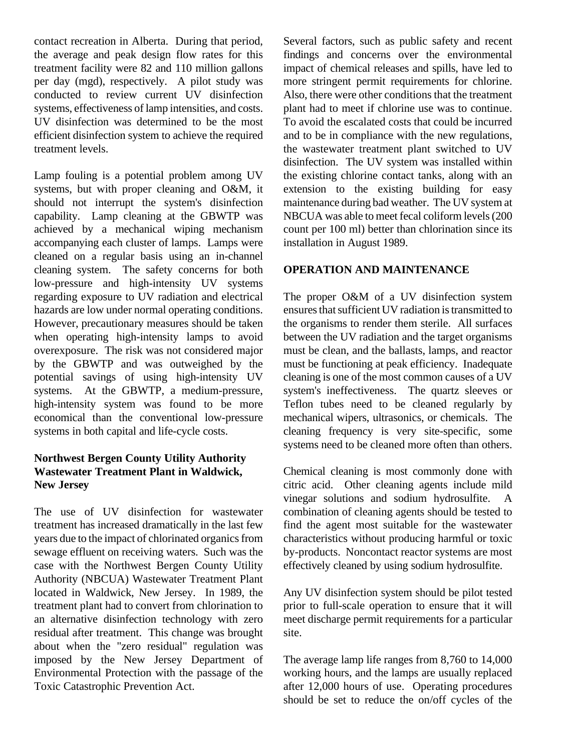contact recreation in Alberta. During that period, the average and peak design flow rates for this treatment facility were 82 and 110 million gallons per day (mgd), respectively. A pilot study was conducted to review current UV disinfection systems, effectiveness of lamp intensities, and costs. UV disinfection was determined to be the most efficient disinfection system to achieve the required treatment levels.

Lamp fouling is a potential problem among UV systems, but with proper cleaning and O&M, it should not interrupt the system's disinfection capability. Lamp cleaning at the GBWTP was achieved by a mechanical wiping mechanism accompanying each cluster of lamps. Lamps were cleaned on a regular basis using an in-channel cleaning system. The safety concerns for both low-pressure and high-intensity UV systems regarding exposure to UV radiation and electrical hazards are low under normal operating conditions. However, precautionary measures should be taken when operating high-intensity lamps to avoid overexposure. The risk was not considered major by the GBWTP and was outweighed by the potential savings of using high-intensity UV systems. At the GBWTP, a medium-pressure, high-intensity system was found to be more economical than the conventional low-pressure systems in both capital and life-cycle costs.

### Northwest Bergen County Utility Authority Wastewater Treatment Plant in Waldwick, New Jersey

The use of UV disinfection for wastewater treatment has increased dramatically in the last few years due to the impact of chlorinated organics from sewage effluent on receiving waters. Such was the case with the Northwest Bergen County Utility Authority (NBCUA) Wastewater Treatment Plant located in Waldwick, New Jersey. In 1989, the treatment plant had to convert from chlorination to an alternative disinfection technology with zero residual after treatment. This change was brought about when the "zero residual" regulation was imposed by the New Jersey Department of Environmental Protection with the passage of the Toxic Catastrophic Prevention Act.

Several factors, such as public safety and recent findings and concerns over the environmental impact of chemical releases and spills, have led to more stringent permit requirements for chlorine. Also, there were other conditions that the treatment plant had to meet if chlorine use was to continue. To avoid the escalated costs that could be incurred and to be in compliance with the new regulations, the wastewater treatment plant switched to UV disinfection. The UV system was installed within the existing chlorine contact tanks, along with an extension to the existing building for easy maintenance during bad weather. The UV system at NBCUA was able to meet fecal coliform levels (200 count per 100 ml) better than chlorination since its installation in August 1989.

## OPERATION AND MAINTENANCE

The proper O&M of a UV disinfection system ensures that sufficient UV radiation is transmitted to the organisms to render them sterile. All surfaces between the UV radiation and the target organisms must be clean, and the ballasts, lamps, and reactor must be functioning at peak efficiency. Inadequate cleaning is one of the most common causes of a UV system's ineffectiveness. The quartz sleeves or Teflon tubes need to be cleaned regularly by mechanical wipers, ultrasonics, or chemicals. The cleaning frequency is very site-specific, some systems need to be cleaned more often than others.

Chemical cleaning is most commonly done with citric acid. Other cleaning agents include mild vinegar solutions and sodium hydrosulfite. A combination of cleaning agents should be tested to find the agent most suitable for the wastewater characteristics without producing harmful or toxic by-products. Noncontact reactor systems are most effectively cleaned by using sodium hydrosulfite.

Any UV disinfection system should be pilot tested prior to full-scale operation to ensure that it will meet discharge permit requirements for a particular site.

The average lamp life ranges from 8,760 to 14,000 working hours, and the lamps are usually replaced after 12,000 hours of use. Operating procedures should be set to reduce the on/off cycles of the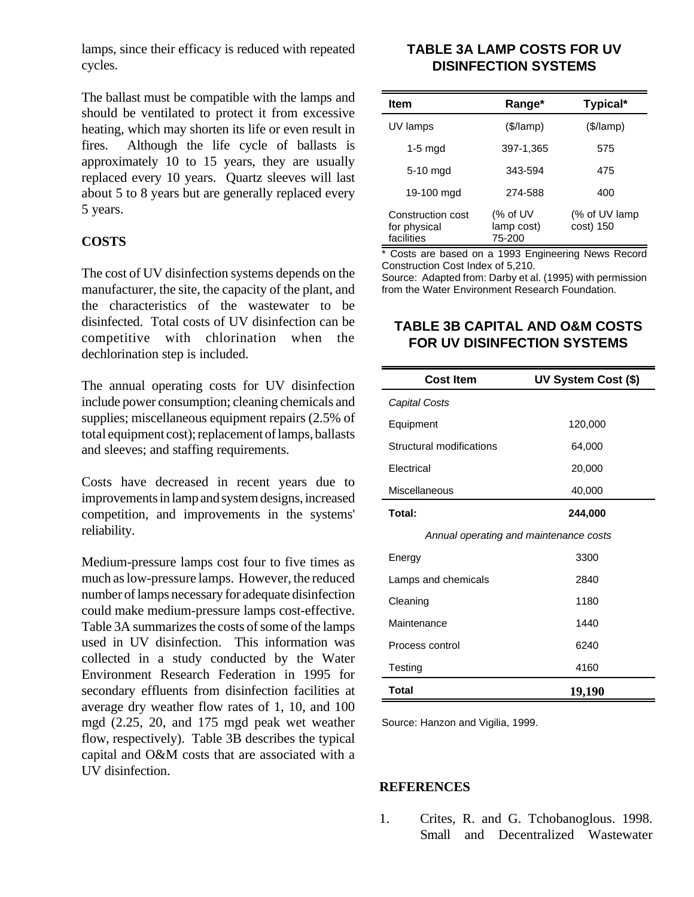lamps, since their efficacy is reduced with repeated cycles.

The ballast must be compatible with the lamps and should be ventilated to protect it from excessive heating, which may shorten its life or even result in fires. Although the life cycle of ballasts is approximately 10 to 15 years, they are usually replaced every 10 years. Quartz sleeves will last about 5 to 8 years but are generally replaced every 5 years.

## COSTS

The cost of UV disinfection systems depends on the manufacturer, the site, the capacity of the plant, and the characteristics of the wastewater to be disinfected. Total costs of UV disinfection can be competitive with chlorination when the dechlorination step is included.

The annual operating costs for UV disinfection include power consumption; cleaning chemicals and supplies; miscellaneous equipment repairs (2.5% of total equipment cost); replacement of lamps, ballasts and sleeves; and staffing requirements.

Costs have decreased in recent years due to improvements in lamp and system designs, increased competition, and improvements in the systems' reliability.

Medium-pressure lamps cost four to five times as much as low-pressure lamps. However, the reduced number of lamps necessary for adequate disinfection could make medium-pressure lamps cost-effective. Table 3A summarizes the costs of some of the lamps used in UV disinfection. This information was collected in a study conducted by the Water Environment Research Federation in 1995 for secondary effluents from disinfection facilities at average dry weather flow rates of 1, 10, and 100 mgd (2.25, 20, and 175 mgd peak wet weather flow, respectively). Table 3B describes the typical capital and O&M costs that are associated with a UV disinfection.

### TABLE 3A LAMP COSTS FOR UV DISINFECTION SYSTEMS

| Item | Range* | Typical* |
|---|---|---|
| UV lamps | ($/lamp) | ($/lamp) |
| 1-5 mgd | 397-1,365 | 575 |
| 5-10 mgd | 343-594 | 475 |
| 19-100 mgd | 274-588 | 400 |
| Construction cost for physical facilities | (% of UV lamp cost) 75-200 | (% of UV lamp cost) 150 |

* Costs are based on a 1993 Engineering News Record Construction Cost Index of 5,210.

Source: Adapted from: Darby et al. (1995) with permission from the Water Environment Research Foundation.

### TABLE 3B CAPITAL AND O&M COSTS FOR UV DISINFECTION SYSTEMS

| Cost Item | UV System Cost ($) |
|---|---|
| *Capital Costs* | |
| Equipment | 120,000 |
| Structural modifications | 64,000 |
| Electrical | 20,000 |
| Miscellaneous | 40,000 |
| **Total:** | **244,000** |
| *Annual operating and maintenance costs* | |
| Energy | 3300 |
| Lamps and chemicals | 2840 |
| Cleaning | 1180 |
| Maintenance | 1440 |
| Process control | 6240 |
| Testing | 4160 |
| **Total** | **19,190** |

Source: Hanzon and Vigilia, 1999.

## REFERENCES

1. Crites, R. and G. Tchobanoglous. 1998. Small and Decentralized Wastewater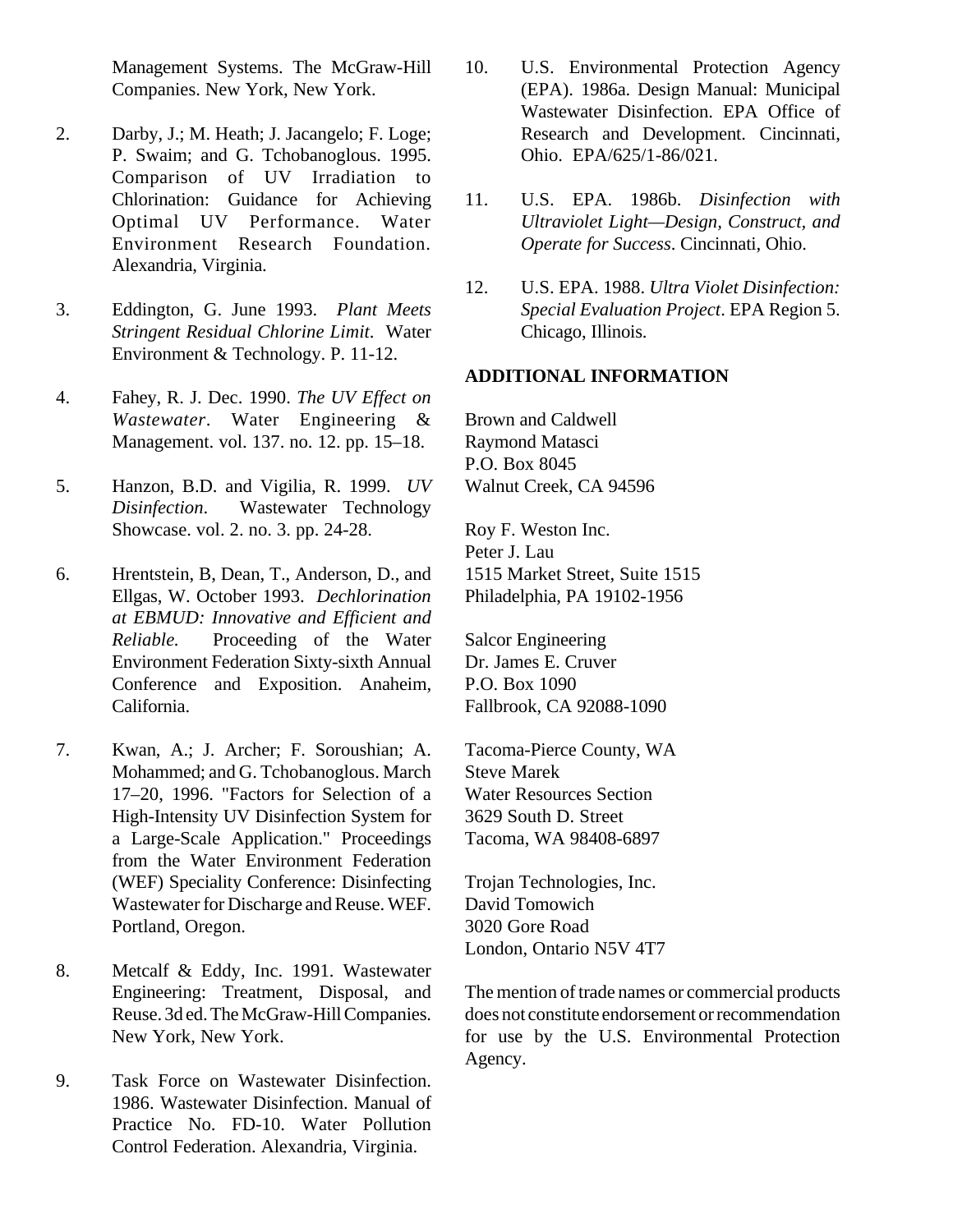Management Systems. The McGraw-Hill Companies. New York, New York.

2. Darby, J.; M. Heath; J. Jacangelo; F. Loge; P. Swaim; and G. Tchobanoglous. 1995. Comparison of UV Irradiation to Chlorination: Guidance for Achieving Optimal UV Performance. Water Environment Research Foundation. Alexandria, Virginia.

3. Eddington, G. June 1993. *Plant Meets Stringent Residual Chlorine Limit.* Water Environment & Technology. P. 11-12.

4. Fahey, R. J. Dec. 1990. *The UV Effect on Wastewater*. Water Engineering & Management. vol. 137. no. 12. pp. 15–18.

5. Hanzon, B.D. and Vigilia, R. 1999. *UV Disinfection*. Wastewater Technology Showcase. vol. 2. no. 3. pp. 24-28.

6. Hrentstein, B, Dean, T., Anderson, D., and Ellgas, W. October 1993. *Dechlorination at EBMUD: Innovative and Efficient and Reliable.* Proceeding of the Water Environment Federation Sixty-sixth Annual Conference and Exposition. Anaheim, California.

7. Kwan, A.; J. Archer; F. Soroushian; A. Mohammed; and G. Tchobanoglous. March 17–20, 1996. "Factors for Selection of a High-Intensity UV Disinfection System for a Large-Scale Application." Proceedings from the Water Environment Federation (WEF) Speciality Conference: Disinfecting Wastewater for Discharge and Reuse. WEF. Portland, Oregon.

8. Metcalf & Eddy, Inc. 1991. Wastewater Engineering: Treatment, Disposal, and Reuse. 3d ed. The McGraw-Hill Companies. New York, New York.

9. Task Force on Wastewater Disinfection. 1986. Wastewater Disinfection. Manual of Practice No. FD-10. Water Pollution Control Federation. Alexandria, Virginia.

10. U.S. Environmental Protection Agency (EPA). 1986a. Design Manual: Municipal Wastewater Disinfection. EPA Office of Research and Development. Cincinnati, Ohio. EPA/625/1-86/021.

11. U.S. EPA. 1986b. *Disinfection with Ultraviolet Light—Design, Construct, and Operate for Success*. Cincinnati, Ohio.

12. U.S. EPA. 1988. *Ultra Violet Disinfection: Special Evaluation Project*. EPA Region 5. Chicago, Illinois.

## ADDITIONAL INFORMATION

Brown and Caldwell
Raymond Matasci
P.O. Box 8045
Walnut Creek, CA 94596

Roy F. Weston Inc.
Peter J. Lau
1515 Market Street, Suite 1515
Philadelphia, PA 19102-1956

Salcor Engineering
Dr. James E. Cruver
P.O. Box 1090
Fallbrook, CA 92088-1090

Tacoma-Pierce County, WA
Steve Marek
Water Resources Section
3629 South D. Street
Tacoma, WA 98408-6897

Trojan Technologies, Inc.
David Tomowich
3020 Gore Road
London, Ontario N5V 4T7

The mention of trade names or commercial products does not constitute endorsement or recommendation for use by the U.S. Environmental Protection Agency.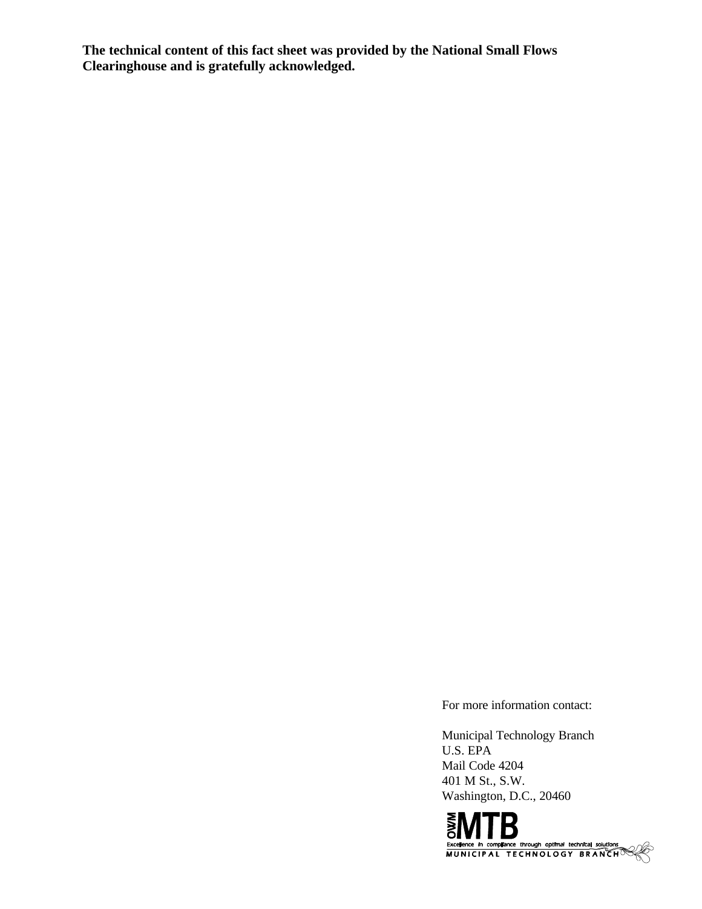**The technical content of this fact sheet was provided by the National Small Flows Clearinghouse and is gratefully acknowledged.**

For more information contact:

Municipal Technology Branch
U.S. EPA
Mail Code 4204
401 M St., S.W.
Washington, D.C., 20460

OWM MTB
Excellence in compliance through optimal technical solutions
MUNICIPAL TECHNOLOGY BRANCH